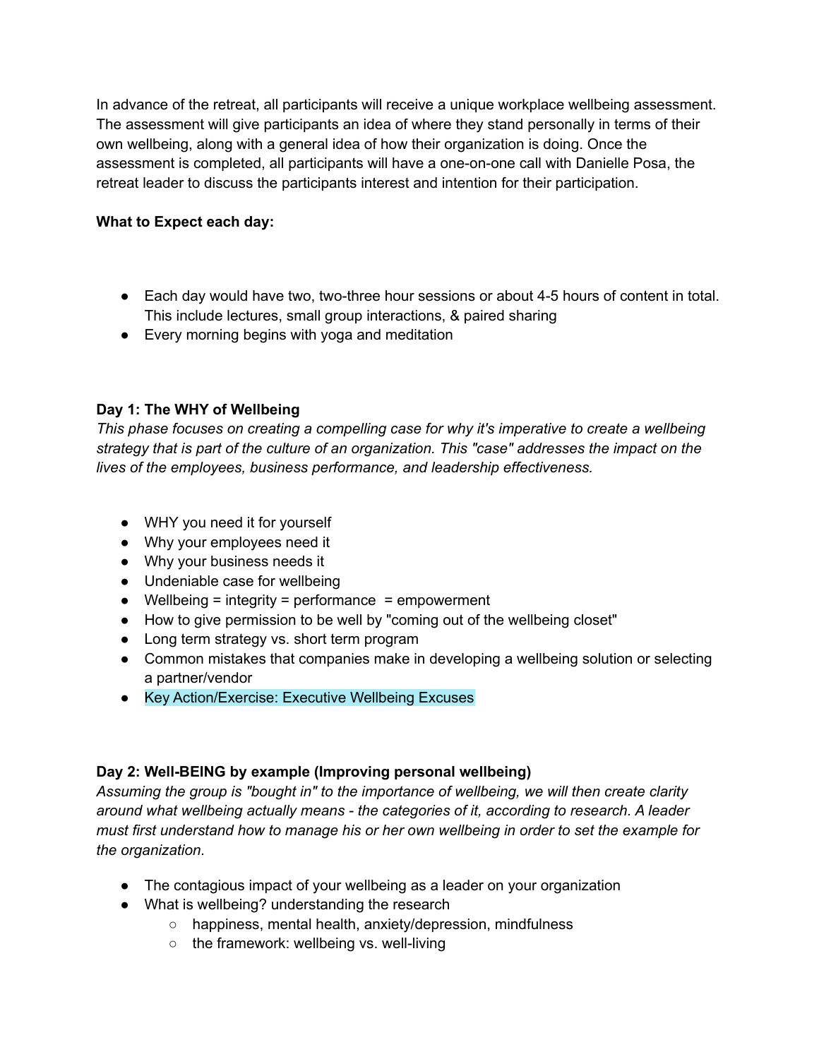In advance of the retreat, all participants will receive a unique workplace wellbeing assessment. The assessment will give participants an idea of where they stand personally in terms of their own wellbeing, along with a general idea of how their organization is doing. Once the assessment is completed, all participants will have a one-on-one call with Danielle Posa, the retreat leader to discuss the participants interest and intention for their participation.

**What to Expect each day:**

- Each day would have two, two-three hour sessions or about 4-5 hours of content in total. This include lectures, small group interactions, & paired sharing
- Every morning begins with yoga and meditation

**Day 1: The WHY of Wellbeing**

*This phase focuses on creating a compelling case for why it's imperative to create a wellbeing strategy that is part of the culture of an organization. This "case" addresses the impact on the lives of the employees, business performance, and leadership effectiveness.*

- WHY you need it for yourself
- Why your employees need it
- Why your business needs it
- Undeniable case for wellbeing
- Wellbeing = integrity = performance = empowerment
- How to give permission to be well by "coming out of the wellbeing closet"
- Long term strategy vs. short term program
- Common mistakes that companies make in developing a wellbeing solution or selecting a partner/vendor
- Key Action/Exercise: Executive Wellbeing Excuses

**Day 2: Well-BEING by example (Improving personal wellbeing)**

*Assuming the group is "bought in" to the importance of wellbeing, we will then create clarity around what wellbeing actually means - the categories of it, according to research. A leader must first understand how to manage his or her own wellbeing in order to set the example for the organization.*

- The contagious impact of your wellbeing as a leader on your organization
- What is wellbeing? understanding the research
  - happiness, mental health, anxiety/depression, mindfulness
  - the framework: wellbeing vs. well-living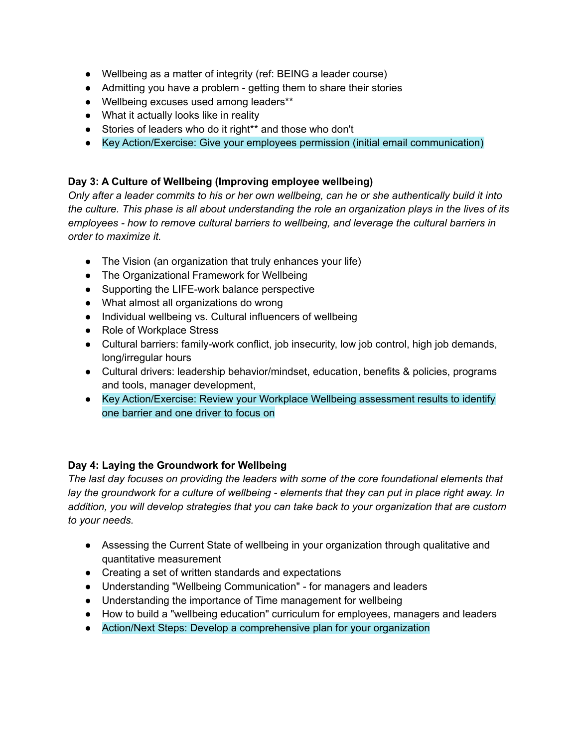- Wellbeing as a matter of integrity (ref: BEING a leader course)
- Admitting you have a problem - getting them to share their stories
- Wellbeing excuses used among leaders**
- What it actually looks like in reality
- Stories of leaders who do it right** and those who don't
- Key Action/Exercise: Give your employees permission (initial email communication)

**Day 3: A Culture of Wellbeing (Improving employee wellbeing)**

*Only after a leader commits to his or her own wellbeing, can he or she authentically build it into the culture. This phase is all about understanding the role an organization plays in the lives of its employees - how to remove cultural barriers to wellbeing, and leverage the cultural barriers in order to maximize it.*

- The Vision (an organization that truly enhances your life)
- The Organizational Framework for Wellbeing
- Supporting the LIFE-work balance perspective
- What almost all organizations do wrong
- Individual wellbeing vs. Cultural influencers of wellbeing
- Role of Workplace Stress
- Cultural barriers: family-work conflict, job insecurity, low job control, high job demands, long/irregular hours
- Cultural drivers: leadership behavior/mindset, education, benefits & policies, programs and tools, manager development,
- Key Action/Exercise: Review your Workplace Wellbeing assessment results to identify one barrier and one driver to focus on

**Day 4: Laying the Groundwork for Wellbeing**

*The last day focuses on providing the leaders with some of the core foundational elements that lay the groundwork for a culture of wellbeing - elements that they can put in place right away. In addition, you will develop strategies that you can take back to your organization that are custom to your needs.*

- Assessing the Current State of wellbeing in your organization through qualitative and quantitative measurement
- Creating a set of written standards and expectations
- Understanding "Wellbeing Communication" - for managers and leaders
- Understanding the importance of Time management for wellbeing
- How to build a "wellbeing education" curriculum for employees, managers and leaders
- Action/Next Steps: Develop a comprehensive plan for your organization